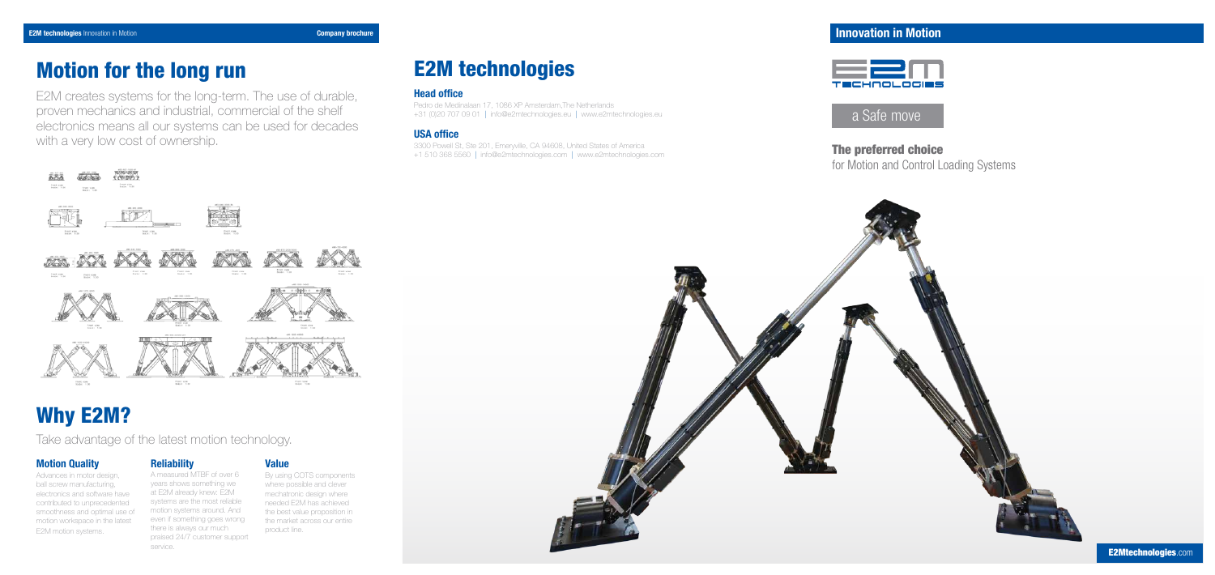# Motion for the long run

E2M creates systems for the long-term. The use of durable, proven mechanics and industrial, commercial of the shelf electronics means all our systems can be used for decades with a very low cost of ownership.

# Why E2M?

Take advantage of the latest motion technology.

### Motion Quality

Advances in motor design, ball screw manufacturing, electronics and software have contributed to unprecedented smoothness and optimal use of motion workspace in the latest E2M motion systems.

### Reliability

A measured MTBF of over 6 years shows something we at E2M already knew: E2M systems are the most reliable motion systems around. And even if something goes wrong there is always our much praised 24/7 customer support service.

### Value

By using COTS components where possible and clever mechatronic design where needed E2M has achieved the best value proposition in the market across our entire product line.

# E2M technologies

### Head office

Pedro de Medinalaan 17, 1086 XP Amsterdam,The Netherlands
+31 (0)20 707 09 01 | info@e2mtechnologies.eu | www.e2mtechnologies.eu

### USA office

3300 Powell St, Ste 201, Emeryville, CA 94608, United States of America
+1 510 368 5560 | info@e2mtechnologies.com | www.e2mtechnologies.com

## Innovation in Motion

a Safe move

### The preferred choice

for Motion and Control Loading Systems

**E2Mtechnologies**.com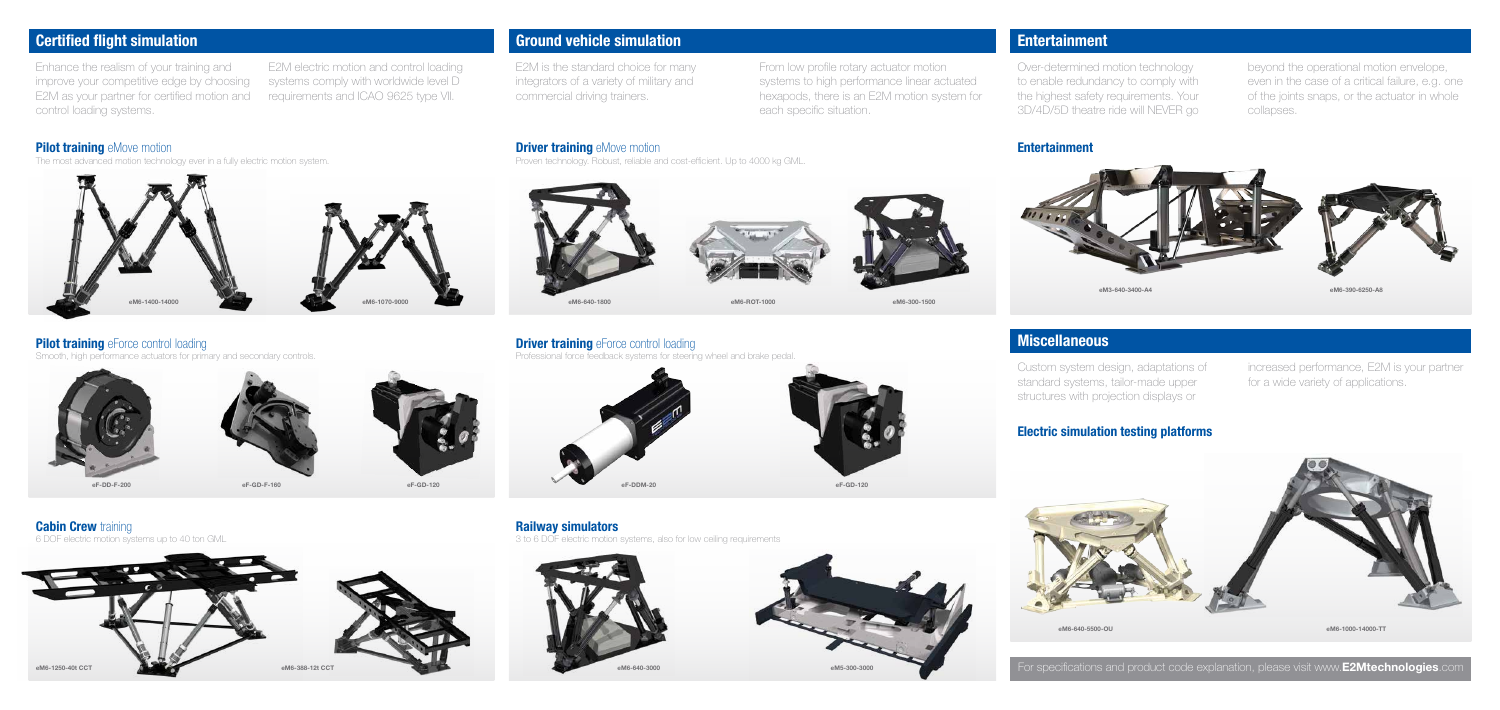## Certified flight simulation

Enhance the realism of your training and improve your competitive edge by choosing E2M as your partner for certified motion and control loading systems.

E2M electric motion and control loading systems comply with worldwide level D requirements and ICAO 9625 type VII.

### **Pilot training** eMove motion

The most advanced motion technology ever in a fully electric motion system.

eM6-1400-14000

eM6-1070-9000

### **Pilot training** eForce control loading

Smooth, high performance actuators for primary and secondary controls.

eF-DD-F-200

eF-GD-F-160

eF-GD-120

### **Cabin Crew** training

6 DOF electric motion systems up to 40 ton GML

eM6-1250-40t CCT

eM6-388-12t CCT

## Ground vehicle simulation

E2M is the standard choice for many integrators of a variety of military and commercial driving trainers.

From low profile rotary actuator motion systems to high performance linear actuated hexapods, there is an E2M motion system for each specific situation.

### **Driver training** eMove motion

Proven technology. Robust, reliable and cost-efficient. Up to 4000 kg GML.

eM6-640-1800

eM6-ROT-1000

eM6-300-1500

### **Driver training** eForce control loading

Professional force feedback systems for steering wheel and brake pedal.

eF-DDM-20

eF-GD-120

### **Railway simulators**

3 to 6 DOF electric motion systems, also for low ceiling requirements

eM6-640-3000

eM5-300-3000

## Entertainment

Over-determined motion technology to enable redundancy to comply with the highest safety requirements. Your 3D/4D/5D theatre ride will NEVER go beyond the operational motion envelope, even in the case of a critical failure, e.g. one of the joints snaps, or the actuator in whole collapses.

### **Entertainment**

eM3-640-3400-A4

eM6-390-6250-A8

## Miscellaneous

Custom system design, adaptations of standard systems, tailor-made upper structures with projection displays or increased performance, E2M is your partner for a wide variety of applications.

### **Electric simulation testing platforms**

eM6-640-5500-OU

eM6-1000-14000-TT

For specifications and product code explanation, please visit www.**E2Mtechnologies**.com